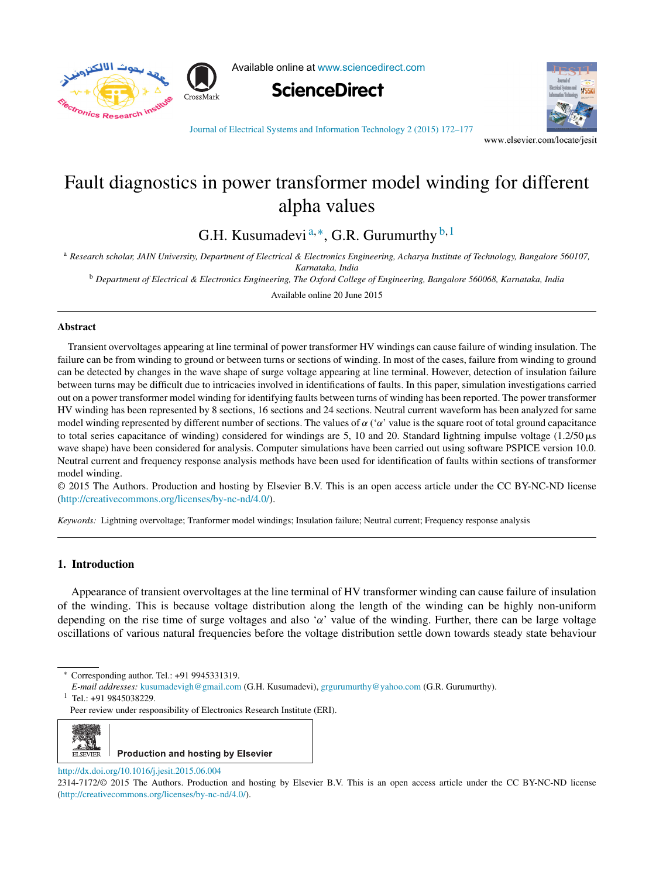Available online at www.sciencedirect.com

**ScienceDirect**

Journal of Electrical Systems and Information Technology 2 (2015) 172–177

www.elsevier.com/locate/jesit

# Fault diagnostics in power transformer model winding for different alpha values

G.H. Kusumadevi [a,*], G.R. Gurumurthy [b,1]

[a] Research scholar, JAIN University, Department of Electrical & Electronics Engineering, Acharya Institute of Technology, Bangalore 560107, Karnataka, India

[b] Department of Electrical & Electronics Engineering, The Oxford College of Engineering, Bangalore 560068, Karnataka, India

Available online 20 June 2015

## Abstract

Transient overvoltages appearing at line terminal of power transformer HV windings can cause failure of winding insulation. The failure can be from winding to ground or between turns or sections of winding. In most of the cases, failure from winding to ground can be detected by changes in the wave shape of surge voltage appearing at line terminal. However, detection of insulation failure between turns may be difficult due to intricacies involved in identifications of faults. In this paper, simulation investigations carried out on a power transformer model winding for identifying faults between turns of winding has been reported. The power transformer HV winding has been represented by 8 sections, 16 sections and 24 sections. Neutral current waveform has been analyzed for same model winding represented by different number of sections. The values of $\alpha$ ('$\alpha$' value is the square root of total ground capacitance to total series capacitance of winding) considered for windings are 5, 10 and 20. Standard lightning impulse voltage (1.2/50 μs wave shape) have been considered for analysis. Computer simulations have been carried out using software PSPICE version 10.0. Neutral current and frequency response analysis methods have been used for identification of faults within sections of transformer model winding.

© 2015 The Authors. Production and hosting by Elsevier B.V. This is an open access article under the CC BY-NC-ND license (http://creativecommons.org/licenses/by-nc-nd/4.0/).

*Keywords:* Lightning overvoltage; Tranformer model windings; Insulation failure; Neutral current; Frequency response analysis

## 1. Introduction

Appearance of transient overvoltages at the line terminal of HV transformer winding can cause failure of insulation of the winding. This is because voltage distribution along the length of the winding can be highly non-uniform depending on the rise time of surge voltages and also '$\alpha$' value of the winding. Further, there can be large voltage oscillations of various natural frequencies before the voltage distribution settle down towards steady state behaviour

---

* Corresponding author. Tel.: +91 9945331319.
*E-mail addresses:* kusumadevigh@gmail.com (G.H. Kusumadevi), grgurumurthy@yahoo.com (G.R. Gurumurthy).

1 Tel.: +91 9845038229.

Peer review under responsibility of Electronics Research Institute (ERI).

Production and hosting by Elsevier

http://dx.doi.org/10.1016/j.jesit.2015.06.004

2314-7172/© 2015 The Authors. Production and hosting by Elsevier B.V. This is an open access article under the CC BY-NC-ND license (http://creativecommons.org/licenses/by-nc-nd/4.0/).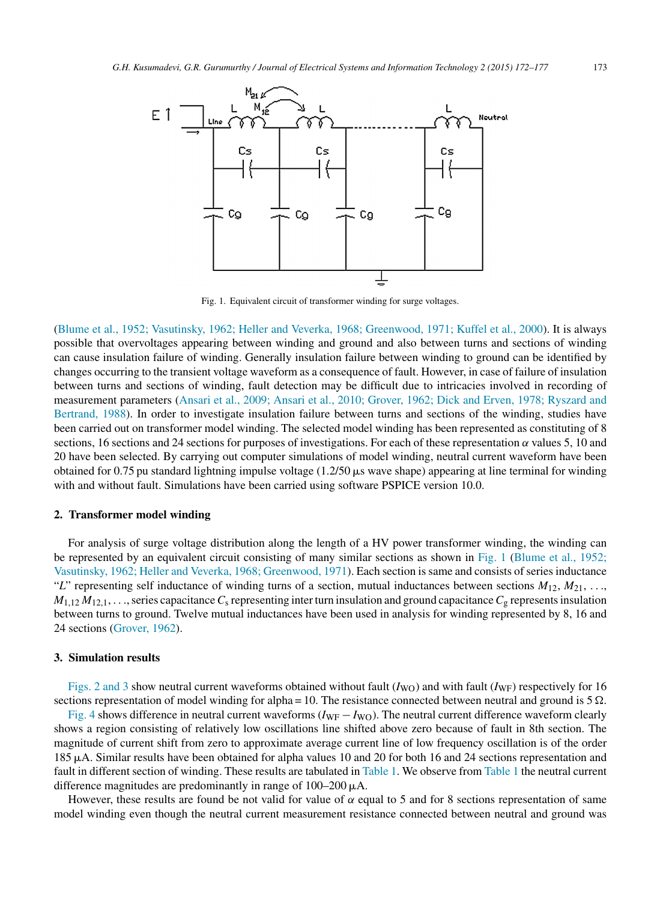Fig. 1. Equivalent circuit of transformer winding for surge voltages.

(Blume et al., 1952; Vasutinsky, 1962; Heller and Veverka, 1968; Greenwood, 1971; Kuffel et al., 2000). It is always possible that overvoltages appearing between winding and ground and also between turns and sections of winding can cause insulation failure of winding. Generally insulation failure between winding to ground can be identified by changes occurring to the transient voltage waveform as a consequence of fault. However, in case of failure of insulation between turns and sections of winding, fault detection may be difficult due to intricacies involved in recording of measurement parameters (Ansari et al., 2009; Ansari et al., 2010; Grover, 1962; Dick and Erven, 1978; Ryszard and Bertrand, 1988). In order to investigate insulation failure between turns and sections of the winding, studies have been carried out on transformer model winding. The selected model winding has been represented as constituting of 8 sections, 16 sections and 24 sections for purposes of investigations. For each of these representation $\alpha$ values 5, 10 and 20 have been selected. By carrying out computer simulations of model winding, neutral current waveform have been obtained for 0.75 pu standard lightning impulse voltage (1.2/50 μs wave shape) appearing at line terminal for winding with and without fault. Simulations have been carried using software PSPICE version 10.0.

## 2. Transformer model winding

For analysis of surge voltage distribution along the length of a HV power transformer winding, the winding can be represented by an equivalent circuit consisting of many similar sections as shown in Fig. 1 (Blume et al., 1952; Vasutinsky, 1962; Heller and Veverka, 1968; Greenwood, 1971). Each section is same and consists of series inductance "$L$" representing self inductance of winding turns of a section, mutual inductances between sections $M_{12}$, $M_{21}$, ..., $M_{1,12}$ $M_{12,1}$, ..., series capacitance $C_s$ representing inter turn insulation and ground capacitance $C_g$ represents insulation between turns to ground. Twelve mutual inductances have been used in analysis for winding represented by 8, 16 and 24 sections (Grover, 1962).

## 3. Simulation results

Figs. 2 and 3 show neutral current waveforms obtained without fault ($I_{WO}$) and with fault ($I_{WF}$) respectively for 16 sections representation of model winding for alpha = 10. The resistance connected between neutral and ground is 5 Ω.

Fig. 4 shows difference in neutral current waveforms ($I_{WF} - I_{WO}$). The neutral current difference waveform clearly shows a region consisting of relatively low oscillations line shifted above zero because of fault in 8th section. The magnitude of current shift from zero to approximate average current line of low frequency oscillation is of the order 185 μA. Similar results have been obtained for alpha values 10 and 20 for both 16 and 24 sections representation and fault in different section of winding. These results are tabulated in Table 1. We observe from Table 1 the neutral current difference magnitudes are predominantly in range of 100–200 μA.

However, these results are found be not valid for value of $\alpha$ equal to 5 and for 8 sections representation of same model winding even though the neutral current measurement resistance connected between neutral and ground was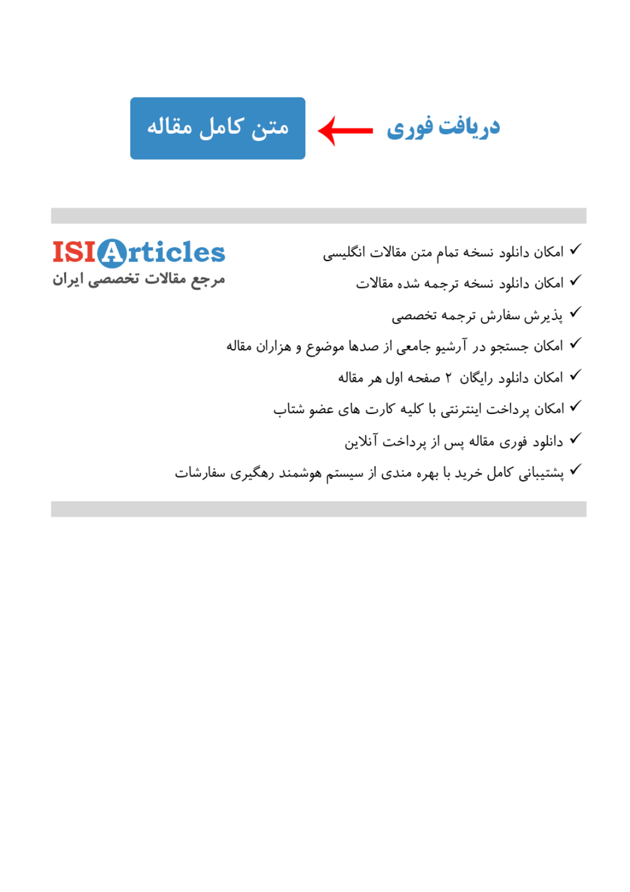دریافت فوری ← **متن کامل مقاله**

**ISIArticles**
مرجع مقالات تخصصی ایران

- ✓ امکان دانلود نسخه تمام متن مقالات انگلیسی
- ✓ امکان دانلود نسخه ترجمه شده مقالات
- ✓ پذیرش سفارش ترجمه تخصصی
- ✓ امکان جستجو در آرشیو جامعی از صدها موضوع و هزاران مقاله
- ✓ امکان دانلود رایگان ۲ صفحه اول هر مقاله
- ✓ امکان پرداخت اینترنتی با کلیه کارت های عضو شتاب
- ✓ دانلود فوری مقاله پس از پرداخت آنلاین
- ✓ پشتیبانی کامل خرید با بهره مندی از سیستم هوشمند رهگیری سفارشات